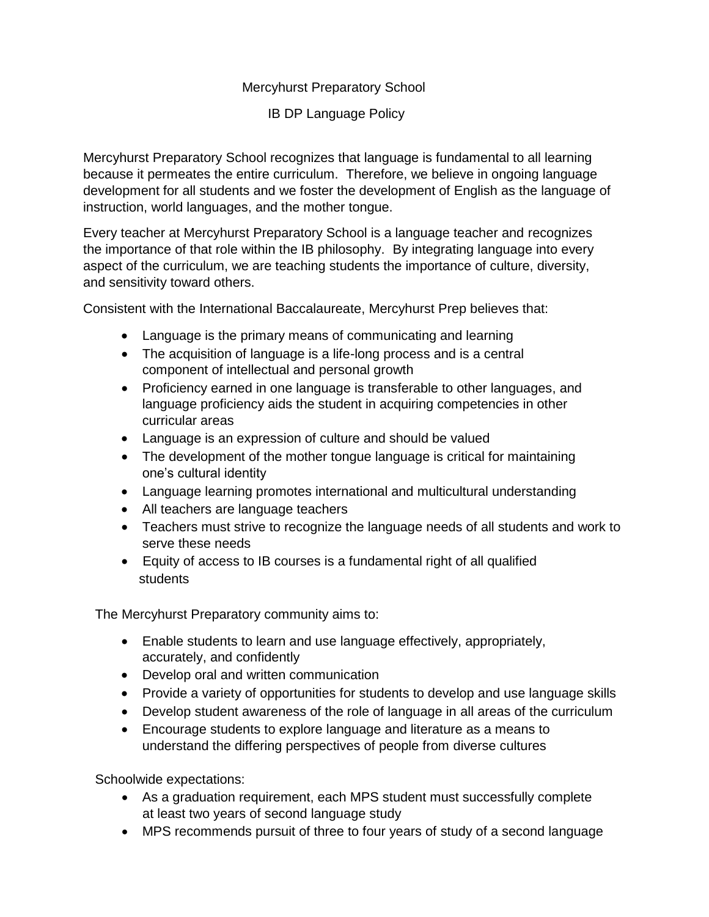# Mercyhurst Preparatory School

## IB DP Language Policy

Mercyhurst Preparatory School recognizes that language is fundamental to all learning because it permeates the entire curriculum. Therefore, we believe in ongoing language development for all students and we foster the development of English as the language of instruction, world languages, and the mother tongue.

Every teacher at Mercyhurst Preparatory School is a language teacher and recognizes the importance of that role within the IB philosophy. By integrating language into every aspect of the curriculum, we are teaching students the importance of culture, diversity, and sensitivity toward others.

Consistent with the International Baccalaureate, Mercyhurst Prep believes that:

- Language is the primary means of communicating and learning
- The acquisition of language is a life-long process and is a central component of intellectual and personal growth
- Proficiency earned in one language is transferable to other languages, and language proficiency aids the student in acquiring competencies in other curricular areas
- Language is an expression of culture and should be valued
- The development of the mother tongue language is critical for maintaining one's cultural identity
- Language learning promotes international and multicultural understanding
- All teachers are language teachers
- Teachers must strive to recognize the language needs of all students and work to serve these needs
- Equity of access to IB courses is a fundamental right of all qualified students

The Mercyhurst Preparatory community aims to:

- Enable students to learn and use language effectively, appropriately, accurately, and confidently
- Develop oral and written communication
- Provide a variety of opportunities for students to develop and use language skills
- Develop student awareness of the role of language in all areas of the curriculum
- Encourage students to explore language and literature as a means to understand the differing perspectives of people from diverse cultures

Schoolwide expectations:

- As a graduation requirement, each MPS student must successfully complete at least two years of second language study
- MPS recommends pursuit of three to four years of study of a second language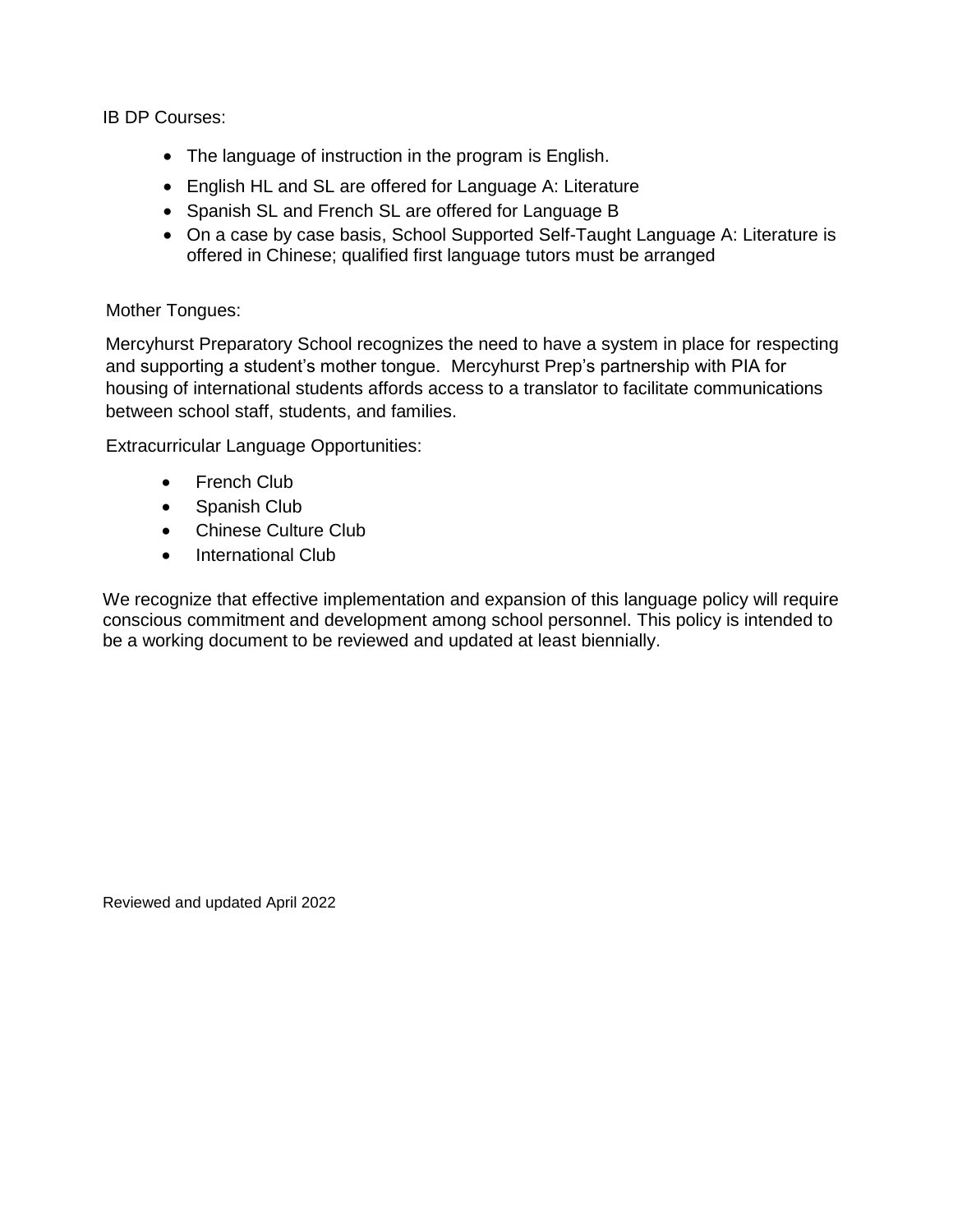IB DP Courses:

- The language of instruction in the program is English.
- English HL and SL are offered for Language A: Literature
- Spanish SL and French SL are offered for Language B
- On a case by case basis, School Supported Self-Taught Language A: Literature is offered in Chinese; qualified first language tutors must be arranged

Mother Tongues:

Mercyhurst Preparatory School recognizes the need to have a system in place for respecting and supporting a student's mother tongue. Mercyhurst Prep's partnership with PIA for housing of international students affords access to a translator to facilitate communications between school staff, students, and families.

Extracurricular Language Opportunities:

- French Club
- Spanish Club
- Chinese Culture Club
- International Club

We recognize that effective implementation and expansion of this language policy will require conscious commitment and development among school personnel. This policy is intended to be a working document to be reviewed and updated at least biennially.

Reviewed and updated April 2022